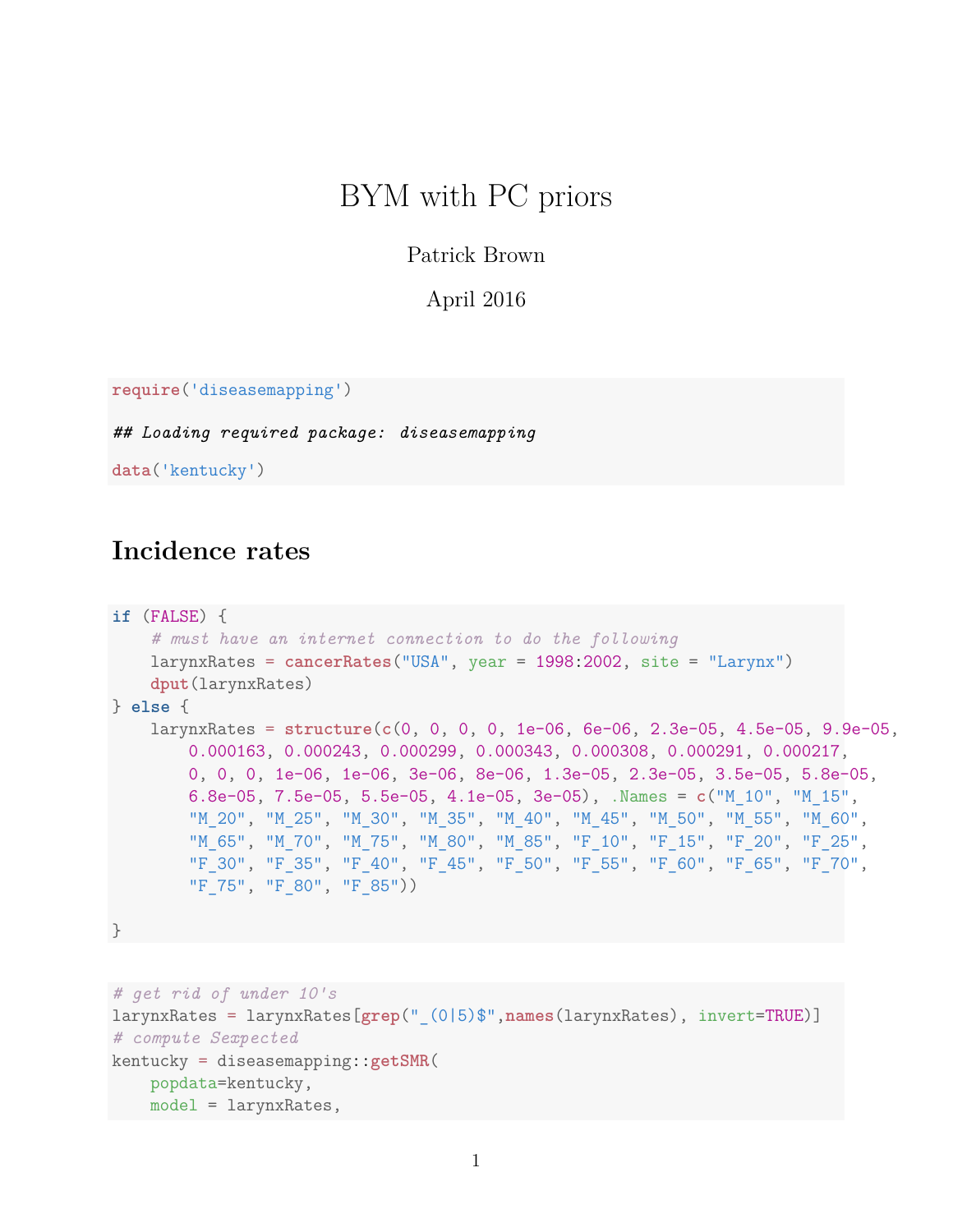# BYM with PC priors

Patrick Brown

April 2016

```r
require('diseasemapping')

## Loading required package:  diseasemapping

data('kentucky')
```

## Incidence rates

```r
if (FALSE) {
    # must have an internet connection to do the following
    larynxRates = cancerRates("USA", year = 1998:2002, site = "Larynx")
    dput(larynxRates)
} else {
    larynxRates = structure(c(0, 0, 0, 0, 1e-06, 6e-06, 2.3e-05, 4.5e-05, 9.9e-05,
        0.000163, 0.000243, 0.000299, 0.000343, 0.000308, 0.000291, 0.000217,
        0, 0, 0, 1e-06, 1e-06, 3e-06, 8e-06, 1.3e-05, 2.3e-05, 3.5e-05, 5.8e-05,
        6.8e-05, 7.5e-05, 5.5e-05, 4.1e-05, 3e-05), .Names = c("M_10", "M_15",
        "M_20", "M_25", "M_30", "M_35", "M_40", "M_45", "M_50", "M_55", "M_60",
        "M_65", "M_70", "M_75", "M_80", "M_85", "F_10", "F_15", "F_20", "F_25",
        "F_30", "F_35", "F_40", "F_45", "F_50", "F_55", "F_60", "F_65", "F_70",
        "F_75", "F_80", "F_85"))

}
```

```r
# get rid of under 10's
larynxRates = larynxRates[grep("_(0|5)$",names(larynxRates), invert=TRUE)]
# compute Sexpected
kentucky = diseasemapping::getSMR(
    popdata=kentucky,
    model = larynxRates,
```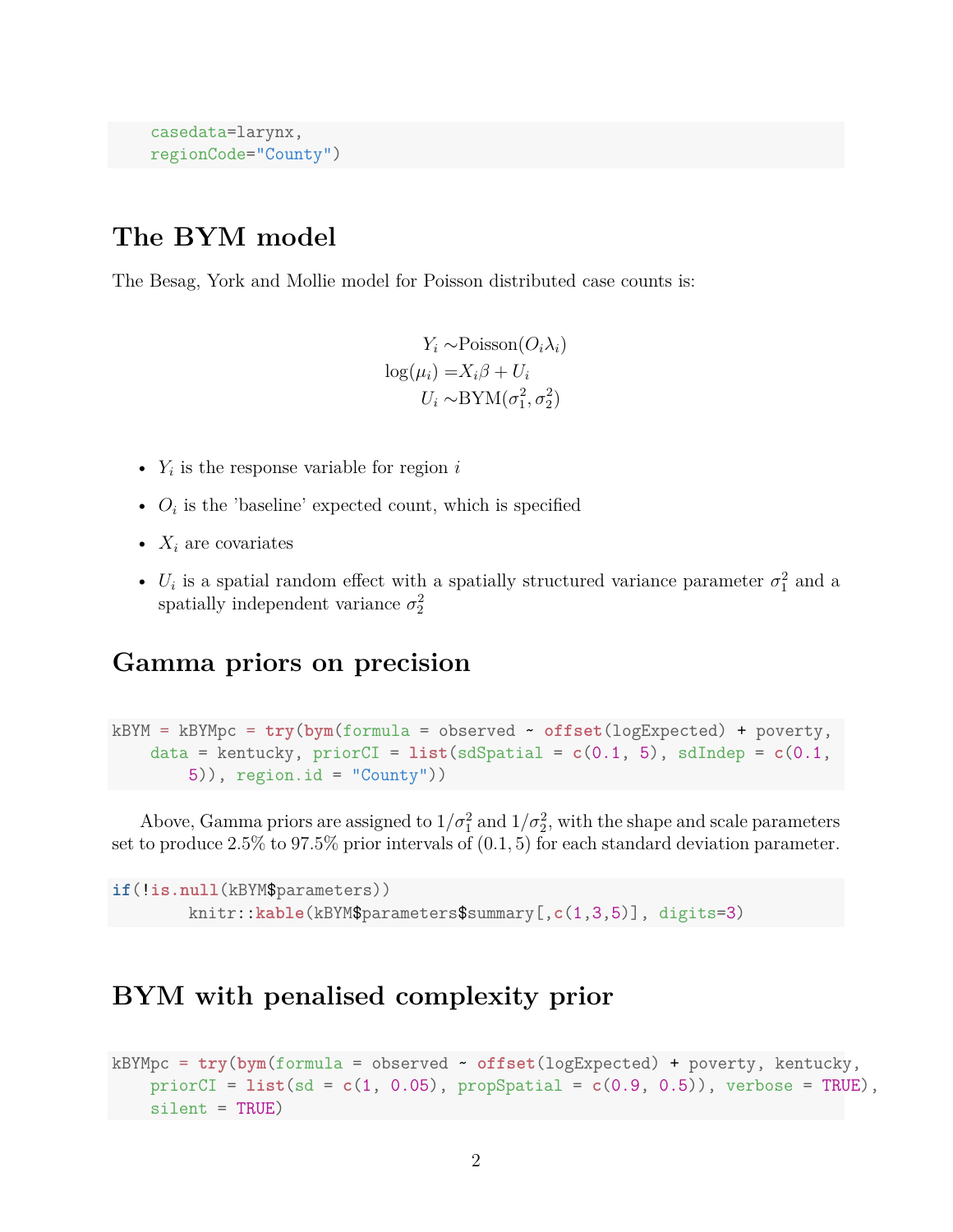```
    casedata=larynx,
    regionCode="County")
```

## The BYM model

The Besag, York and Mollie model for Poisson distributed case counts is:

$$
\begin{aligned}
Y_i \sim & \text{Poisson}(O_i \lambda_i) \\
\log(\mu_i) = & X_i \beta + U_i \\
U_i \sim & \text{BYM}(\sigma_1^2, \sigma_2^2)
\end{aligned}
$$

- $Y_i$ is the response variable for region $i$
- $O_i$ is the 'baseline' expected count, which is specified
- $X_i$ are covariates
- $U_i$ is a spatial random effect with a spatially structured variance parameter $\sigma_1^2$ and a spatially independent variance $\sigma_2^2$

## Gamma priors on precision

```
kBYM = kBYMpc = try(bym(formula = observed ~ offset(logExpected) + poverty,
    data = kentucky, priorCI = list(sdSpatial = c(0.1, 5), sdIndep = c(0.1,
        5)), region.id = "County"))
```

Above, Gamma priors are assigned to $1/\sigma_1^2$ and $1/\sigma_2^2$, with the shape and scale parameters set to produce 2.5% to 97.5% prior intervals of $(0.1, 5)$ for each standard deviation parameter.

```
if(!is.null(kBYM$parameters))
        knitr::kable(kBYM$parameters$summary[,c(1,3,5)], digits=3)
```

## BYM with penalised complexity prior

```
kBYMpc = try(bym(formula = observed ~ offset(logExpected) + poverty, kentucky,
    priorCI = list(sd = c(1, 0.05), propSpatial = c(0.9, 0.5)), verbose = TRUE),
    silent = TRUE)
```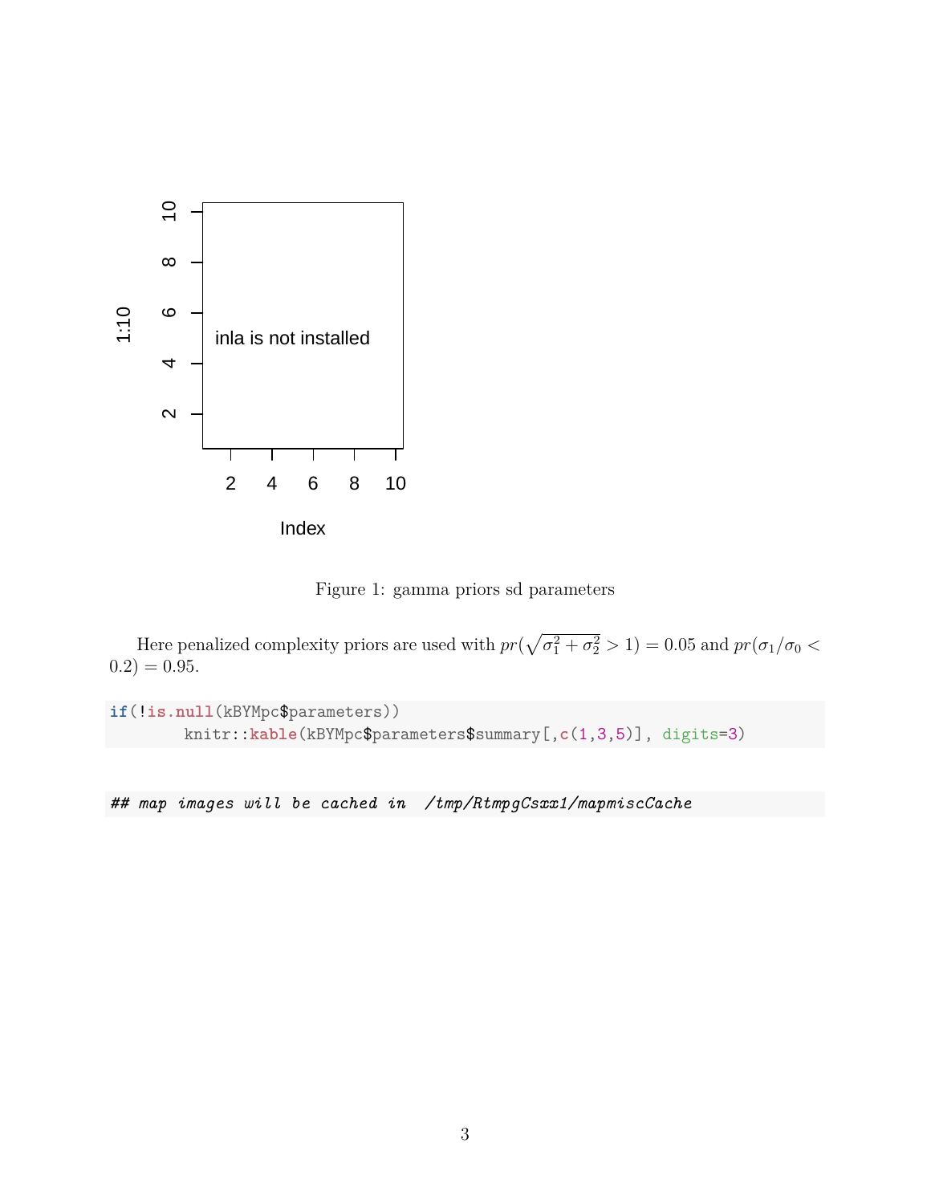Figure 1: gamma priors sd parameters

Here penalized complexity priors are used with $pr(\sqrt{\sigma_1^2 + \sigma_2^2} > 1) = 0.05$ and $pr(\sigma_1/\sigma_0 < 0.2) = 0.95$.

```
if(!is.null(kBYMpc$parameters))
        knitr::kable(kBYMpc$parameters$summary[,c(1,3,5)], digits=3)
```

```
## map images will be cached in  /tmp/RtmpgCsxx1/mapmiscCache
```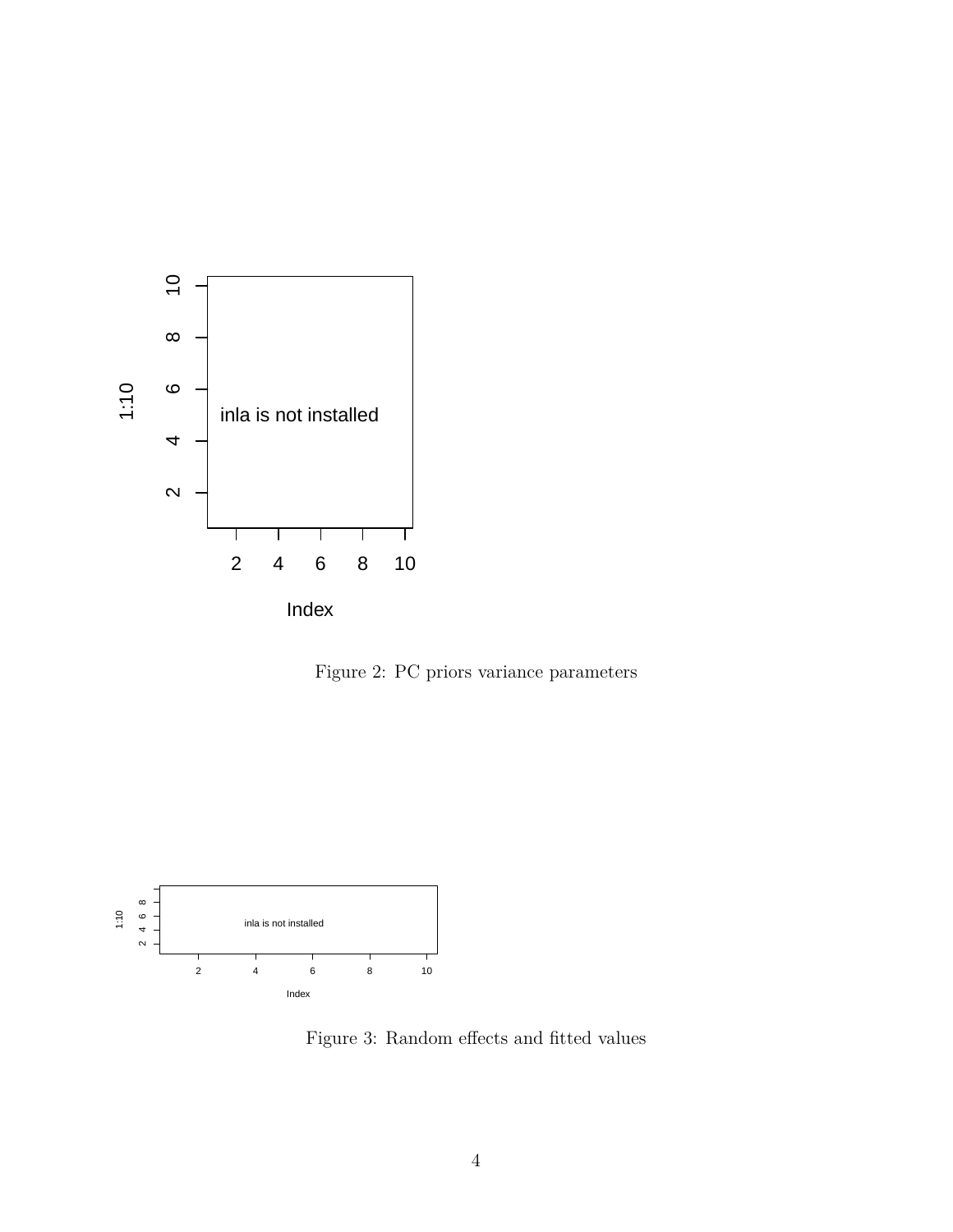10
8
6
4
2
1:10
inla is not installed
2 4 6 8 10
Index

Figure 2: PC priors variance parameters

8
6
4
2
1:10
inla is not installed
2 4 6 8 10
Index

Figure 3: Random effects and fitted values